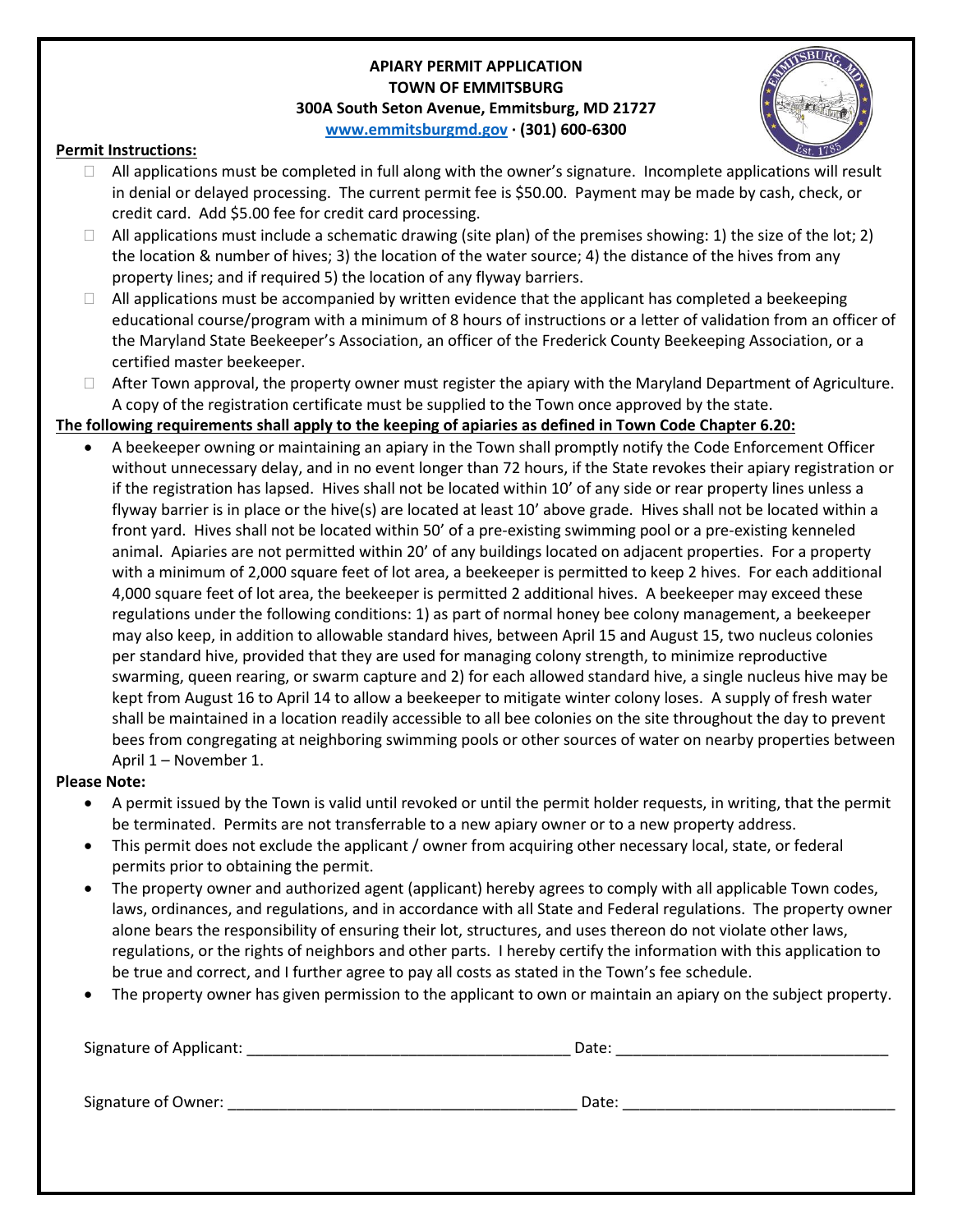**APIARY PERMIT APPLICATION**
**TOWN OF EMMITSBURG**
**300A South Seton Avenue, Emmitsburg, MD 21727**
**[www.emmitsburgmd.gov](http://www.emmitsburgmd.gov) · (301) 600-6300**

**Permit Instructions:**

- ☐ All applications must be completed in full along with the owner's signature. Incomplete applications will result in denial or delayed processing. The current permit fee is $50.00. Payment may be made by cash, check, or credit card. Add $5.00 fee for credit card processing.
- ☐ All applications must include a schematic drawing (site plan) of the premises showing: 1) the size of the lot; 2) the location & number of hives; 3) the location of the water source; 4) the distance of the hives from any property lines; and if required 5) the location of any flyway barriers.
- ☐ All applications must be accompanied by written evidence that the applicant has completed a beekeeping educational course/program with a minimum of 8 hours of instructions or a letter of validation from an officer of the Maryland State Beekeeper's Association, an officer of the Frederick County Beekeeping Association, or a certified master beekeeper.
- ☐ After Town approval, the property owner must register the apiary with the Maryland Department of Agriculture. A copy of the registration certificate must be supplied to the Town once approved by the state.

**The following requirements shall apply to the keeping of apiaries as defined in Town Code Chapter 6.20:**

- A beekeeper owning or maintaining an apiary in the Town shall promptly notify the Code Enforcement Officer without unnecessary delay, and in no event longer than 72 hours, if the State revokes their apiary registration or if the registration has lapsed. Hives shall not be located within 10' of any side or rear property lines unless a flyway barrier is in place or the hive(s) are located at least 10' above grade. Hives shall not be located within a front yard. Hives shall not be located within 50' of a pre-existing swimming pool or a pre-existing kenneled animal. Apiaries are not permitted within 20' of any buildings located on adjacent properties. For a property with a minimum of 2,000 square feet of lot area, a beekeeper is permitted to keep 2 hives. For each additional 4,000 square feet of lot area, the beekeeper is permitted 2 additional hives. A beekeeper may exceed these regulations under the following conditions: 1) as part of normal honey bee colony management, a beekeeper may also keep, in addition to allowable standard hives, between April 15 and August 15, two nucleus colonies per standard hive, provided that they are used for managing colony strength, to minimize reproductive swarming, queen rearing, or swarm capture and 2) for each allowed standard hive, a single nucleus hive may be kept from August 16 to April 14 to allow a beekeeper to mitigate winter colony loses. A supply of fresh water shall be maintained in a location readily accessible to all bee colonies on the site throughout the day to prevent bees from congregating at neighboring swimming pools or other sources of water on nearby properties between April 1 – November 1.

**Please Note:**

- A permit issued by the Town is valid until revoked or until the permit holder requests, in writing, that the permit be terminated. Permits are not transferrable to a new apiary owner or to a new property address.
- This permit does not exclude the applicant / owner from acquiring other necessary local, state, or federal permits prior to obtaining the permit.
- The property owner and authorized agent (applicant) hereby agrees to comply with all applicable Town codes, laws, ordinances, and regulations, and in accordance with all State and Federal regulations. The property owner alone bears the responsibility of ensuring their lot, structures, and uses thereon do not violate other laws, regulations, or the rights of neighbors and other parts. I hereby certify the information with this application to be true and correct, and I further agree to pay all costs as stated in the Town's fee schedule.
- The property owner has given permission to the applicant to own or maintain an apiary on the subject property.

Signature of Applicant: ______________________________________ Date: ________________________________

Signature of Owner: __________________________________________ Date: ________________________________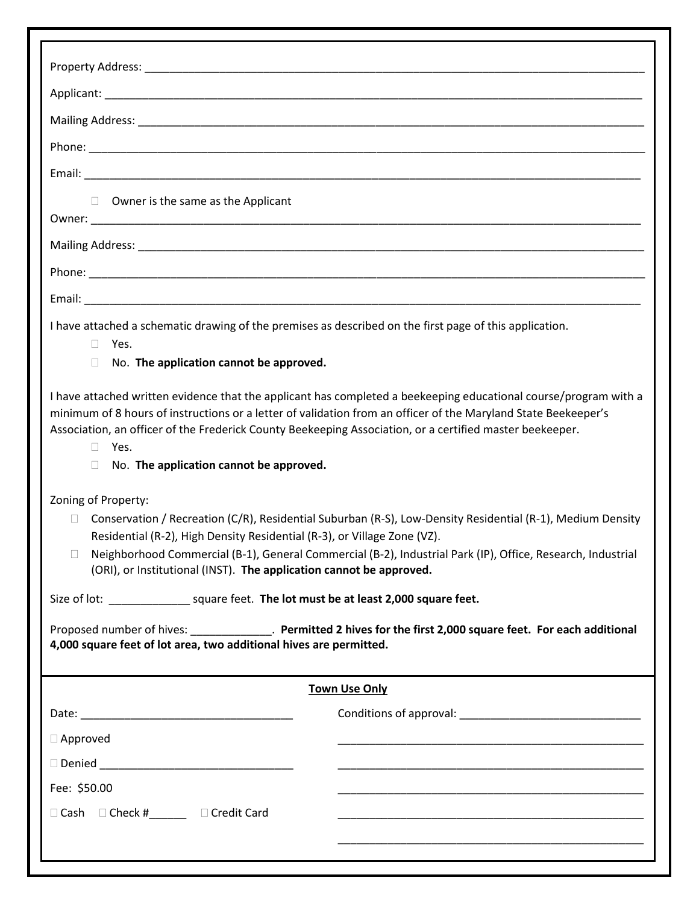Property Address: ___________________________________________________________________________

Applicant: _________________________________________________________________________________

Mailing Address: ____________________________________________________________________________

Phone: ____________________________________________________________________________________

Email: _____________________________________________________________________________________

☐ Owner is the same as the Applicant

Owner: _____________________________________________________________________________________

Mailing Address: ____________________________________________________________________________

Phone: ____________________________________________________________________________________

Email: _____________________________________________________________________________________

I have attached a schematic drawing of the premises as described on the first page of this application.

- ☐ Yes.
- ☐ No. **The application cannot be approved.**

I have attached written evidence that the applicant has completed a beekeeping educational course/program with a minimum of 8 hours of instructions or a letter of validation from an officer of the Maryland State Beekeeper's Association, an officer of the Frederick County Beekeeping Association, or a certified master beekeeper.

- ☐ Yes.
- ☐ No. **The application cannot be approved.**

Zoning of Property:

- ☐ Conservation / Recreation (C/R), Residential Suburban (R-S), Low-Density Residential (R-1), Medium Density Residential (R-2), High Density Residential (R-3), or Village Zone (VZ).
- ☐ Neighborhood Commercial (B-1), General Commercial (B-2), Industrial Park (IP), Office, Research, Industrial (ORI), or Institutional (INST). **The application cannot be approved.**

Size of lot: _____________ square feet. **The lot must be at least 2,000 square feet.**

Proposed number of hives: _____________. **Permitted 2 hives for the first 2,000 square feet. For each additional 4,000 square feet of lot area, two additional hives are permitted.**

---

**Town Use Only**

Date: __________________________________

☐ Approved

☐ Denied _______________________________

Fee: $50.00

☐ Cash ☐ Check #______ ☐ Credit Card

Conditions of approval: _____________________________

__________________________________________________

__________________________________________________

__________________________________________________

__________________________________________________

__________________________________________________